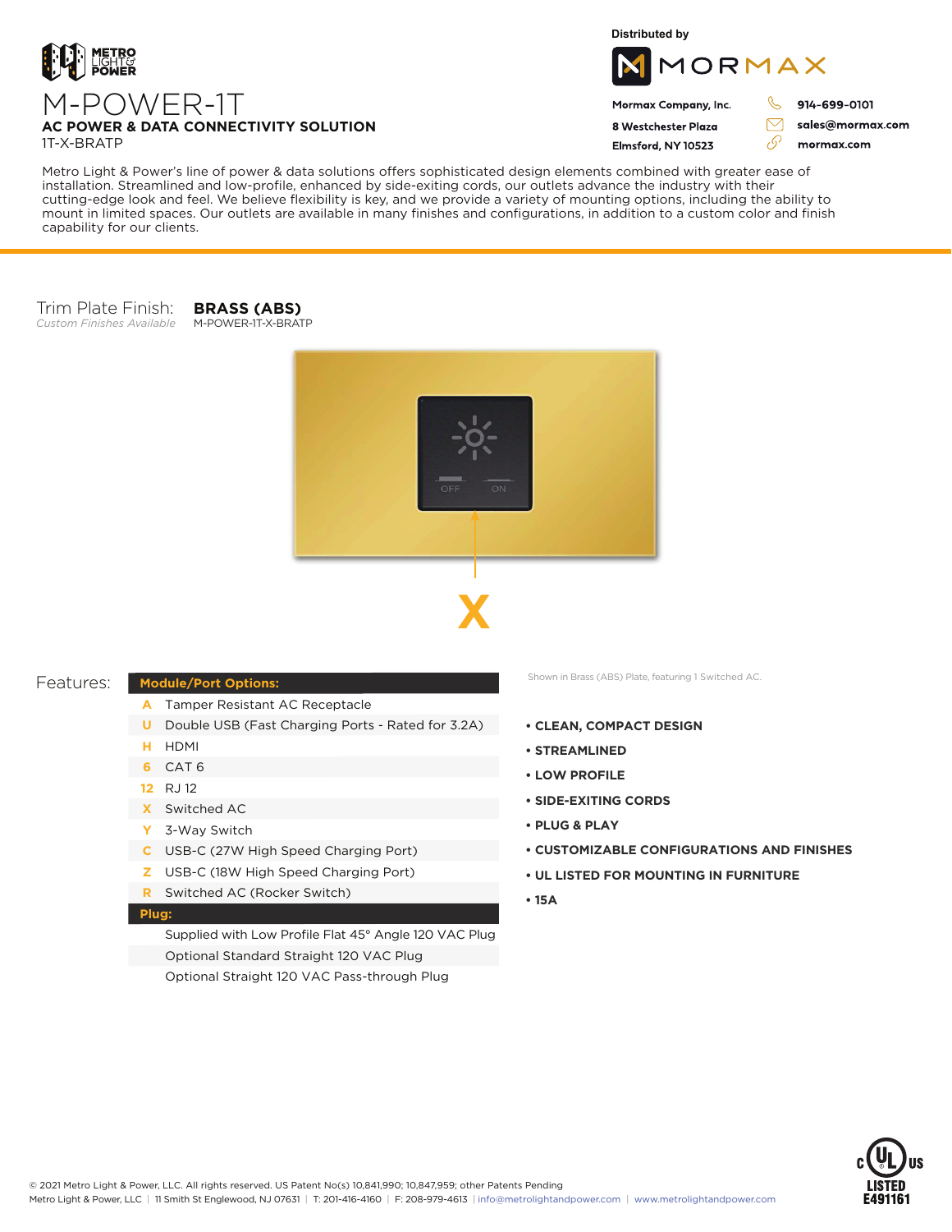METRO LIGHT & POWER

# M-POWER-1T

**AC POWER & DATA CONNECTIVITY SOLUTION**

1T-X-BRATP

Distributed by

MORMAX

**Mormax Company, Inc.**
**8 Westchester Plaza**
**Elmsford, NY 10523**

**914-699-0101**
**sales@mormax.com**
**mormax.com**

Metro Light & Power's line of power & data solutions offers sophisticated design elements combined with greater ease of installation. Streamlined and low-profile, enhanced by side-exiting cords, our outlets advance the industry with their cutting-edge look and feel. We believe flexibility is key, and we provide a variety of mounting options, including the ability to mount in limited spaces. Our outlets are available in many finishes and configurations, in addition to a custom color and finish capability for our clients.

Trim Plate Finish: **BRASS (ABS)**
*Custom Finishes Available*
M-POWER-1T-X-BRATP

OFF ON

**X**

Shown in Brass (ABS) Plate, featuring 1 Switched AC.

## Features:

| **Module/Port Options:** | |
|---|---|
| A | Tamper Resistant AC Receptacle |
| U | Double USB (Fast Charging Ports - Rated for 3.2A) |
| H | HDMI |
| 6 | CAT 6 |
| 12 | RJ 12 |
| X | Switched AC |
| Y | 3-Way Switch |
| C | USB-C (27W High Speed Charging Port) |
| Z | USB-C (18W High Speed Charging Port) |
| R | Switched AC (Rocker Switch) |
| **Plug:** | |
| | Supplied with Low Profile Flat 45° Angle 120 VAC Plug |
| | Optional Standard Straight 120 VAC Plug |
| | Optional Straight 120 VAC Pass-through Plug |

- **CLEAN, COMPACT DESIGN**
- **STREAMLINED**
- **LOW PROFILE**
- **SIDE-EXITING CORDS**
- **PLUG & PLAY**
- **CUSTOMIZABLE CONFIGURATIONS AND FINISHES**
- **UL LISTED FOR MOUNTING IN FURNITURE**
- **15A**

c UL us LISTED E491161

© 2021 Metro Light & Power, LLC. All rights reserved. US Patent No(s) 10,841,990; 10,847,959; other Patents Pending
Metro Light & Power, LLC | 11 Smith St Englewood, NJ 07631 | T: 201-416-4160 | F: 208-979-4613 | info@metrolightandpower.com | www.metrolightandpower.com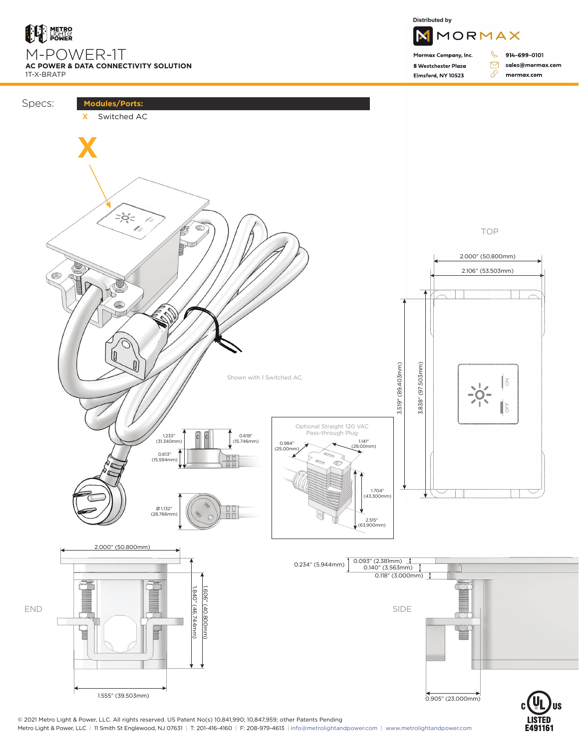METRO LIGHT & POWER

# M-POWER-1T

**AC POWER & DATA CONNECTIVITY SOLUTION**

1T-X-BRATP

Distributed by

MORMAX

Mormax Company, Inc.
8 Westchester Plaza
Elmsford, NY 10523

914-699-0101
sales@mormax.com
mormax.com

Specs:

**Modules/Ports:**

X Switched AC

X

Shown with 1 Switched AC.

ON
OFF

1.233" (31.340mm)
0.619" (15.746mm)
0.613" (15.594mm)
Ø 1.132" (28.766mm)

Optional Straight 120 VAC Pass-through Plug

0.984" (25.00mm)
1.141" (29.00mm)
1.704" (43.300mm)
2.515" (63.900mm)

TOP

2.000" (50.800mm)
2.106" (53.503mm)
3.519" (89.403mm)
3.838" (97.503mm)

END

2.000" (50.800mm)
1.840" (46.744mm)
1.606" (40.800mm)
1.555" (39.503mm)

SIDE

0.234" (5.944mm)
0.093" (2.381mm)
0.140" (3.563mm)
0.118" (3.000mm)
0.905" (23.000mm)

c UL us LISTED E491161

© 2021 Metro Light & Power, LLC. All rights reserved. US Patent No(s) 10,841,990; 10,847,959; other Patents Pending

Metro Light & Power, LLC | 11 Smith St Englewood, NJ 07631 | T: 201-416-4160 | F: 208-979-4613 | info@metrolightandpower.com | www.metrolightandpower.com